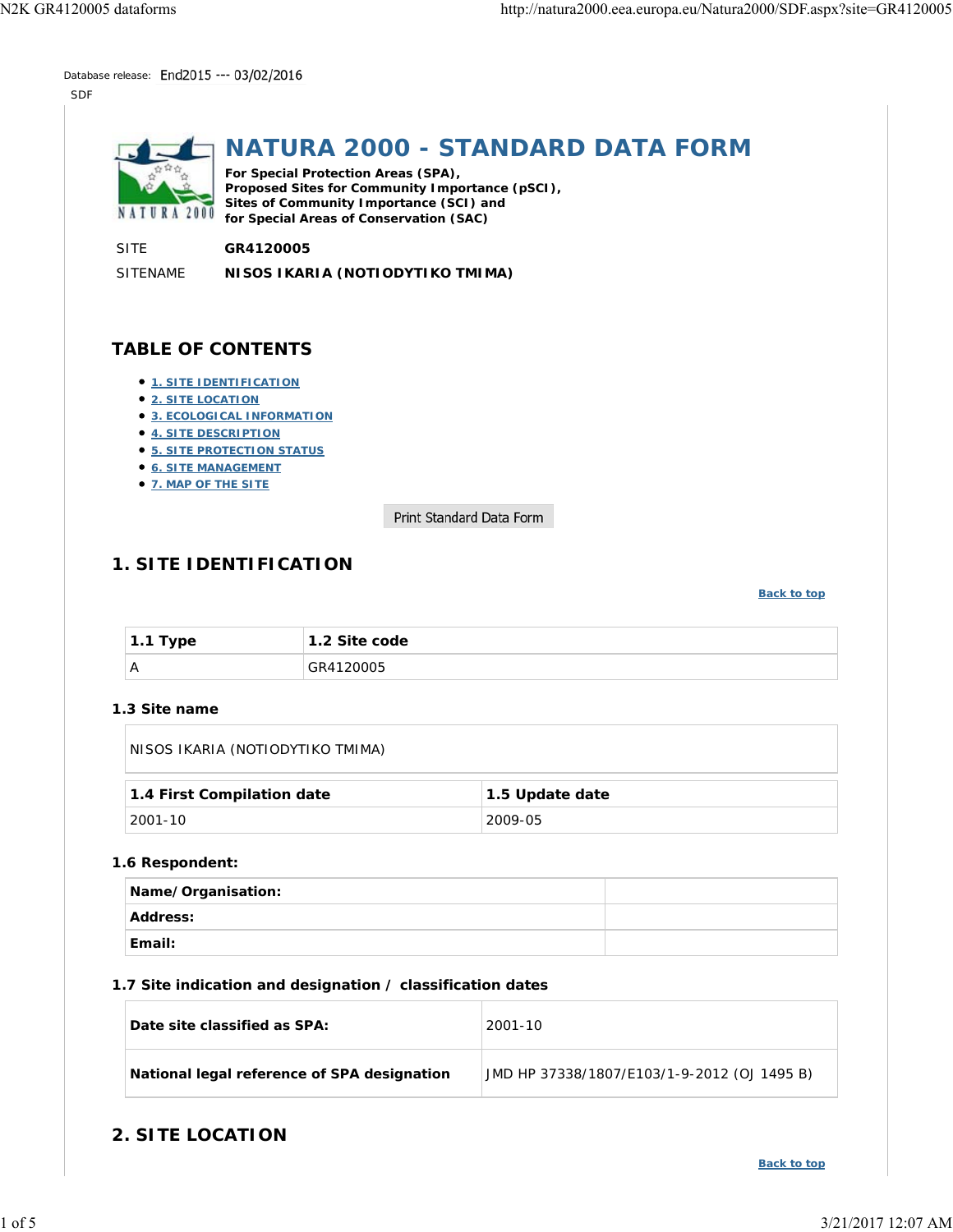Database release: End2015 --- 03/02/2016

SDF

# NATURA 2000 - STANDARD DATA FORM

**For Special Protection Areas (SPA), Proposed Sites for Community Importance (pSCI), Sites of Community Importance (SCI) and for Special Areas of Conservation (SAC)**

SITE **GR4120005**

SITENAME **NISOS IKARIA (NOTIODYTIKO TMIMA)**

## TABLE OF CONTENTS

- 1. SITE IDENTIFICATION
- 2. SITE LOCATION
- 3. ECOLOGICAL INFORMATION
- 4. SITE DESCRIPTION
- 5. SITE PROTECTION STATUS
- 6. SITE MANAGEMENT
- 7. MAP OF THE SITE

Print Standard Data Form

## 1. SITE IDENTIFICATION

Back to top

| 1.1 Type | 1.2 Site code |
|---|---|
| A | GR4120005 |

### 1.3 Site name

NISOS IKARIA (NOTIODYTIKO TMIMA)

| 1.4 First Compilation date | 1.5 Update date |
|---|---|
| 2001-10 | 2009-05 |

### 1.6 Respondent:

| | |
|---|---|
| **Name/Organisation:** | |
| **Address:** | |
| **Email:** | |

### 1.7 Site indication and designation / classification dates

| | |
|---|---|
| **Date site classified as SPA:** | 2001-10 |
| **National legal reference of SPA designation** | JMD HP 37338/1807/E103/1-9-2012 (OJ 1495 B) |

## 2. SITE LOCATION

Back to top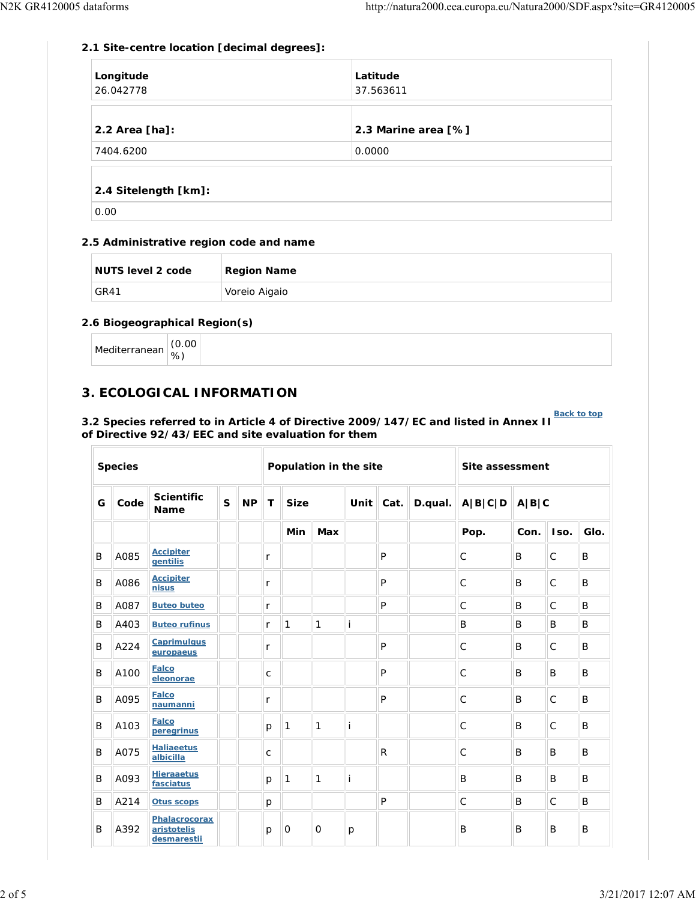### 2.1 Site-centre location [decimal degrees]:

| Longitude | Latitude |
|---|---|
| 26.042778 | 37.563611 |

| 2.2 Area [ha]: | 2.3 Marine area [%] |
|---|---|
| 7404.6200 | 0.0000 |

| 2.4 Sitelength [km]: |
|---|
| 0.00 |

### 2.5 Administrative region code and name

| NUTS level 2 code | Region Name |
|---|---|
| GR41 | Voreio Aigaio |

### 2.6 Biogeographical Region(s)

| Mediterranean | (0.00 %) |
|---|---|

## 3. ECOLOGICAL INFORMATION

Back to top

### 3.2 Species referred to in Article 4 of Directive 2009/147/EC and listed in Annex II of Directive 92/43/EEC and site evaluation for them

| Species | | | | | Population in the site | | | | | | Site assessment | | | |
|---|---|---|---|---|---|---|---|---|---|---|---|---|---|---|
| G | Code | Scientific Name | S | NP | T | Size | | Unit | Cat. | D.qual. | A\|B\|C\|D | A\|B\|C | | |
| | | | | | | Min | Max | | | | Pop. | Con. | Iso. | Glo. |
| B | A085 | Accipiter gentilis | | | r | | | | P | | C | B | C | B |
| B | A086 | Accipiter nisus | | | r | | | | P | | C | B | C | B |
| B | A087 | Buteo buteo | | | r | | | | P | | C | B | C | B |
| B | A403 | Buteo rufinus | | | r | 1 | 1 | i | | | B | B | B | B |
| B | A224 | Caprimulgus europaeus | | | r | | | | P | | C | B | C | B |
| B | A100 | Falco eleonorae | | | c | | | | P | | C | B | B | B |
| B | A095 | Falco naumanni | | | r | | | | P | | C | B | C | B |
| B | A103 | Falco peregrinus | | | p | 1 | 1 | i | | | C | B | C | B |
| B | A075 | Haliaeetus albicilla | | | c | | | | R | | C | B | B | B |
| B | A093 | Hieraaetus fasciatus | | | p | 1 | 1 | i | | | B | B | B | B |
| B | A214 | Otus scops | | | p | | | | P | | C | B | C | B |
| B | A392 | Phalacrocorax aristotelis desmarestii | | | p | 0 | 0 | p | | | B | B | B | B |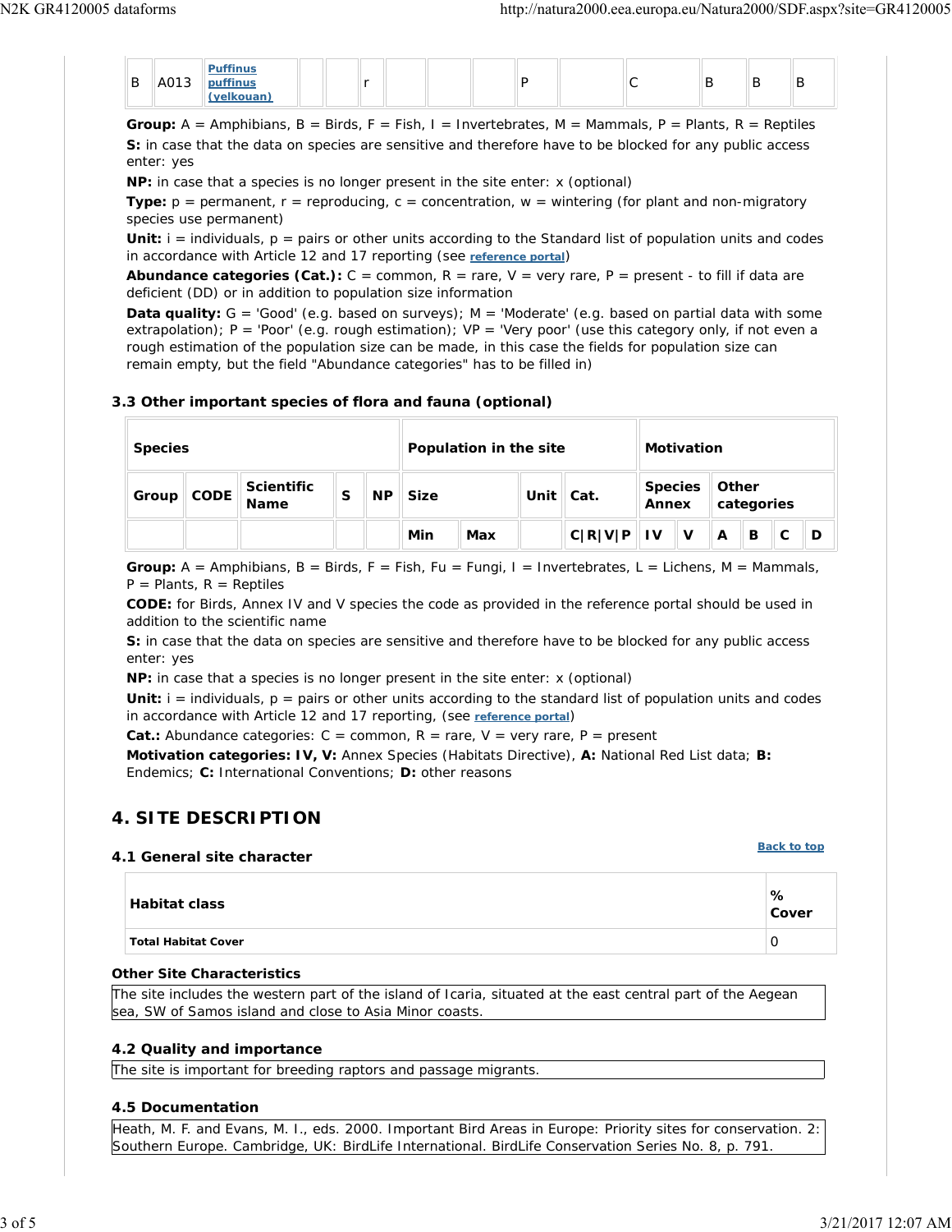| B | A013 | Puffinus puffinus (yelkouan) | | | r | | | | P | | C | B | B | B |
|---|---|---|---|---|---|---|---|---|---|---|---|---|---|---|

**Group:** A = Amphibians, B = Birds, F = Fish, I = Invertebrates, M = Mammals, P = Plants, R = Reptiles

**S:** in case that the data on species are sensitive and therefore have to be blocked for any public access enter: yes

**NP:** in case that a species is no longer present in the site enter: x (optional)

**Type:** p = permanent, r = reproducing, c = concentration, w = wintering (for plant and non-migratory species use permanent)

**Unit:** i = individuals, p = pairs or other units according to the Standard list of population units and codes in accordance with Article 12 and 17 reporting (see **reference portal**)

**Abundance categories (Cat.):** C = common, R = rare, V = very rare, P = present - to fill if data are deficient (DD) or in addition to population size information

**Data quality:** G = 'Good' (e.g. based on surveys); M = 'Moderate' (e.g. based on partial data with some extrapolation); P = 'Poor' (e.g. rough estimation); VP = 'Very poor' (use this category only, if not even a rough estimation of the population size can be made, in this case the fields for population size can remain empty, but the field "Abundance categories" has to be filled in)

### 3.3 Other important species of flora and fauna (optional)

| Species | | | | | Population in the site | | | | Motivation | | | | | |
|---|---|---|---|---|---|---|---|---|---|---|---|---|---|---|
| Group | CODE | Scientific Name | S | NP | Size | | Unit | Cat. | Species Annex | | Other categories | | | |
| | | | | | Min | Max | | C\|R\|V\|P | IV | V | A | B | C | D |

**Group:** A = Amphibians, B = Birds, F = Fish, Fu = Fungi, I = Invertebrates, L = Lichens, M = Mammals, P = Plants, R = Reptiles

**CODE:** for Birds, Annex IV and V species the code as provided in the reference portal should be used in addition to the scientific name

**S:** in case that the data on species are sensitive and therefore have to be blocked for any public access enter: yes

**NP:** in case that a species is no longer present in the site enter: x (optional)

**Unit:** i = individuals, p = pairs or other units according to the standard list of population units and codes in accordance with Article 12 and 17 reporting, (see **reference portal**)

**Cat.:** Abundance categories: C = common, R = rare, V = very rare, P = present

**Motivation categories: IV, V:** Annex Species (Habitats Directive), **A:** National Red List data; **B:** Endemics; **C:** International Conventions; **D:** other reasons

## 4. SITE DESCRIPTION

### 4.1 General site character

Back to top

| Habitat class | % Cover |
|---|---|
| **Total Habitat Cover** | 0 |

**Other Site Characteristics**

The site includes the western part of the island of Icaria, situated at the east central part of the Aegean sea, SW of Samos island and close to Asia Minor coasts.

### 4.2 Quality and importance

The site is important for breeding raptors and passage migrants.

### 4.5 Documentation

Heath, M. F. and Evans, M. I., eds. 2000. Important Bird Areas in Europe: Priority sites for conservation. 2: Southern Europe. Cambridge, UK: BirdLife International. BirdLife Conservation Series No. 8, p. 791.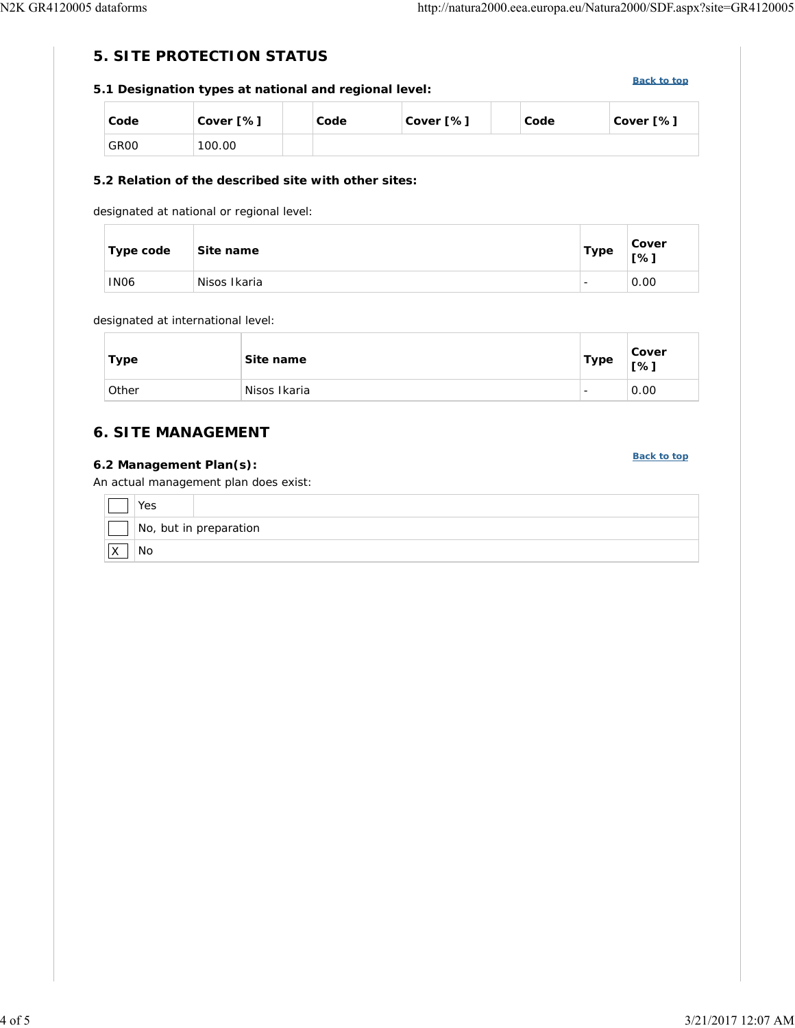## 5. SITE PROTECTION STATUS

Back to top

### 5.1 Designation types at national and regional level:

| Code | Cover [%] | | Code | Cover [%] | | Code | Cover [%] |
|---|---|---|---|---|---|---|---|
| GR00 | 100.00 | | | | | | |

### 5.2 Relation of the described site with other sites:

designated at national or regional level:

| Type code | Site name | Type | Cover [%] |
|---|---|---|---|
| IN06 | Nisos Ikaria | - | 0.00 |

designated at international level:

| Type | Site name | Type | Cover [%] |
|---|---|---|---|
| Other | Nisos Ikaria | - | 0.00 |

## 6. SITE MANAGEMENT

Back to top

### 6.2 Management Plan(s):

An actual management plan does exist:

| | | |
|---|---|---|
| [ ] | Yes | |
| [ ] | No, but in preparation | |
| [X] | No | |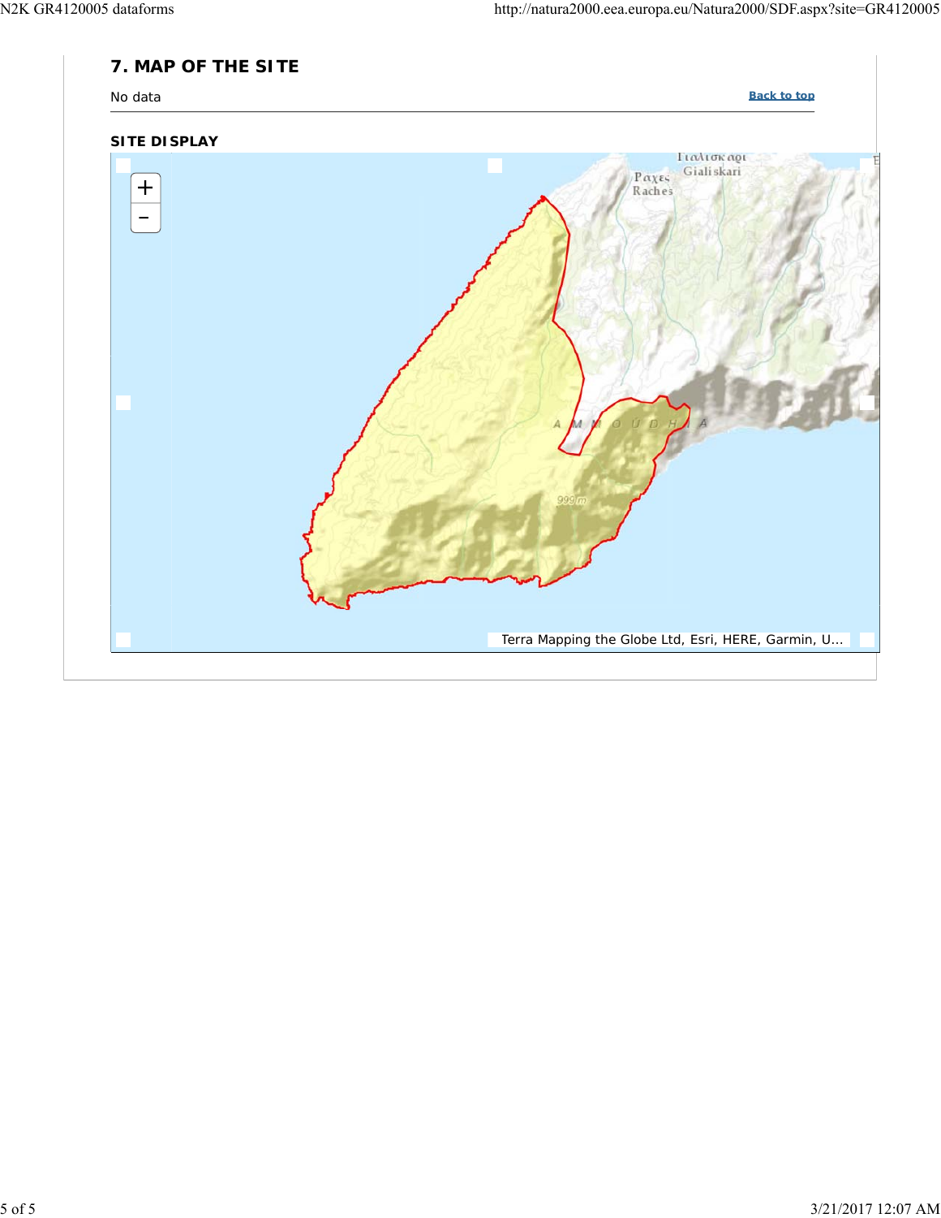## 7. MAP OF THE SITE

No data

Back to top

### SITE DISPLAY

Terra Mapping the Globe Ltd, Esri, HERE, Garmin, U...